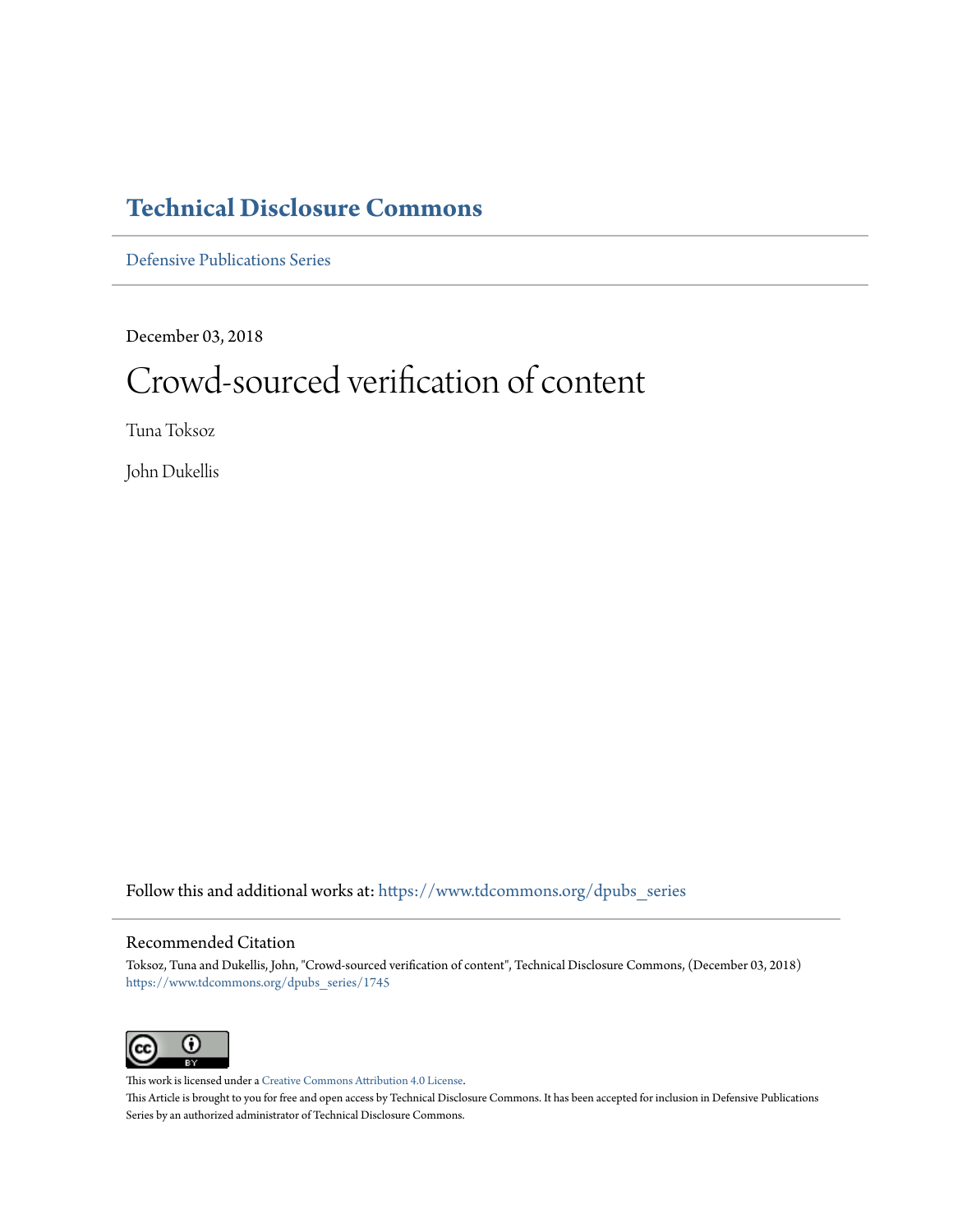# Technical Disclosure Commons

Defensive Publications Series

December 03, 2018

# Crowd-sourced verification of content

Tuna Toksoz

John Dukellis

Follow this and additional works at: https://www.tdcommons.org/dpubs_series

## Recommended Citation

Toksoz, Tuna and Dukellis, John, "Crowd-sourced verification of content", Technical Disclosure Commons, (December 03, 2018)
https://www.tdcommons.org/dpubs_series/1745

This work is licensed under a Creative Commons Attribution 4.0 License.

This Article is brought to you for free and open access by Technical Disclosure Commons. It has been accepted for inclusion in Defensive Publications Series by an authorized administrator of Technical Disclosure Commons.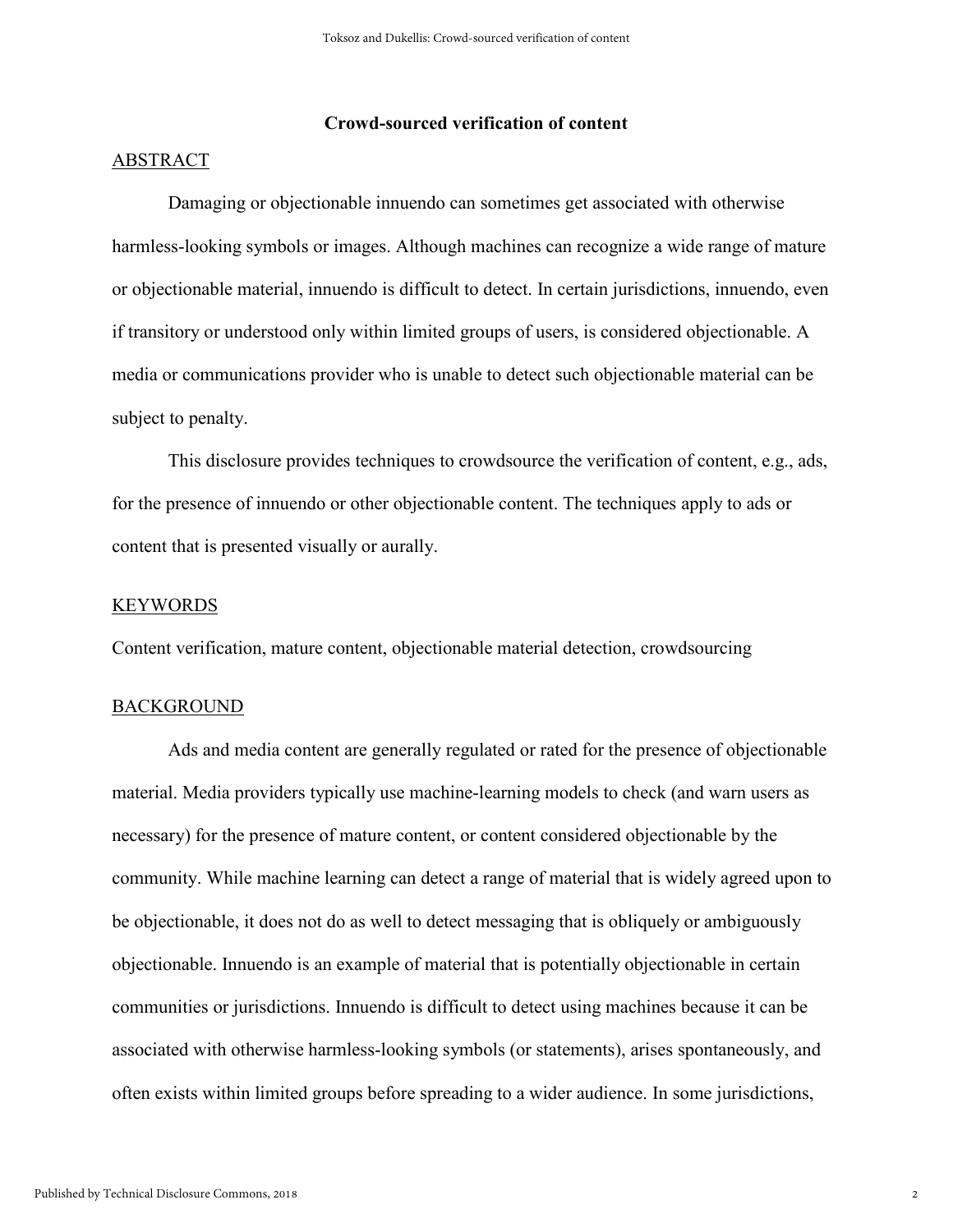## Crowd-sourced verification of content

## ABSTRACT

Damaging or objectionable innuendo can sometimes get associated with otherwise harmless-looking symbols or images. Although machines can recognize a wide range of mature or objectionable material, innuendo is difficult to detect. In certain jurisdictions, innuendo, even if transitory or understood only within limited groups of users, is considered objectionable. A media or communications provider who is unable to detect such objectionable material can be subject to penalty.

This disclosure provides techniques to crowdsource the verification of content, e.g., ads, for the presence of innuendo or other objectionable content. The techniques apply to ads or content that is presented visually or aurally.

## KEYWORDS

Content verification, mature content, objectionable material detection, crowdsourcing

## BACKGROUND

Ads and media content are generally regulated or rated for the presence of objectionable material. Media providers typically use machine-learning models to check (and warn users as necessary) for the presence of mature content, or content considered objectionable by the community. While machine learning can detect a range of material that is widely agreed upon to be objectionable, it does not do as well to detect messaging that is obliquely or ambiguously objectionable. Innuendo is an example of material that is potentially objectionable in certain communities or jurisdictions. Innuendo is difficult to detect using machines because it can be associated with otherwise harmless-looking symbols (or statements), arises spontaneously, and often exists within limited groups before spreading to a wider audience. In some jurisdictions,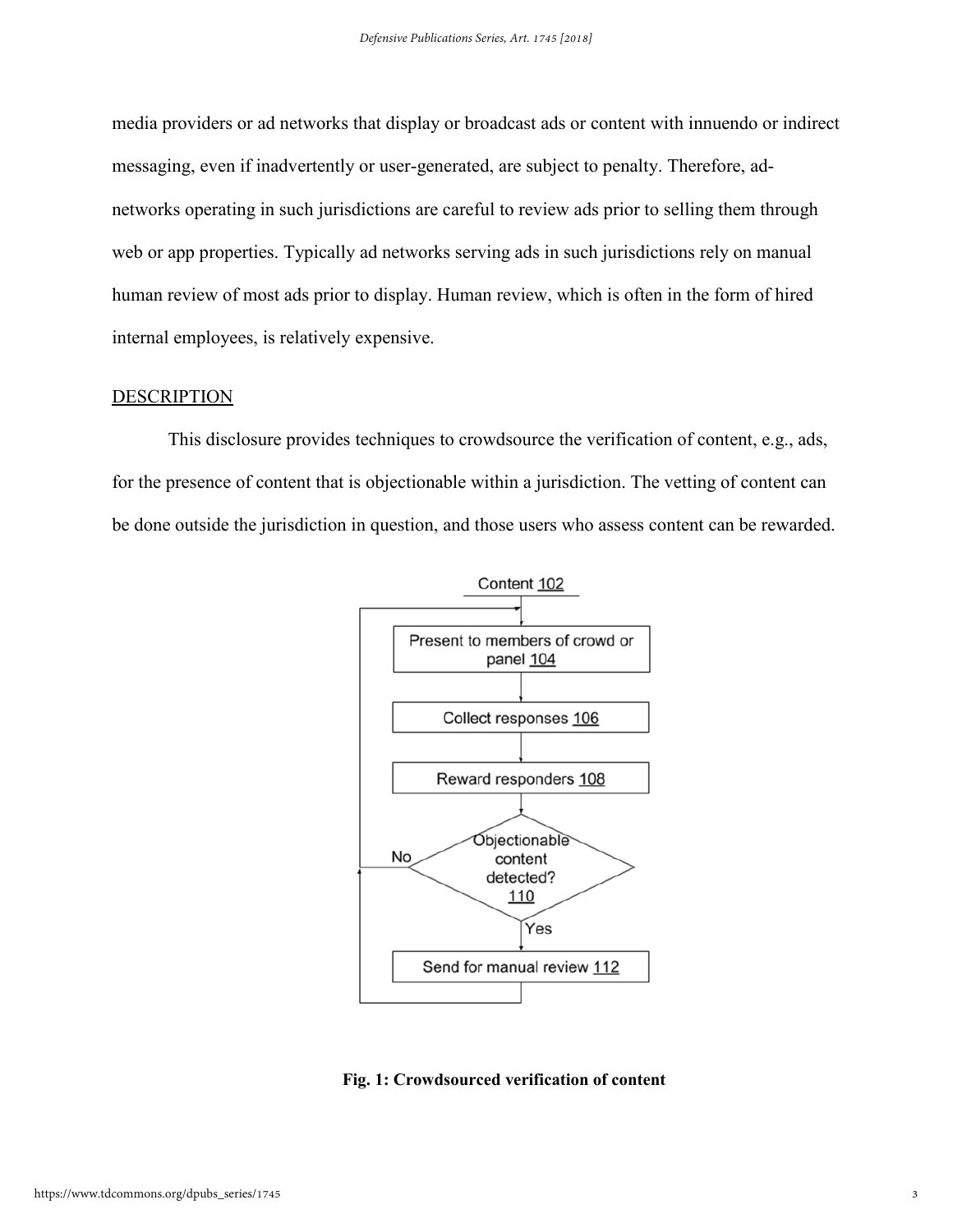media providers or ad networks that display or broadcast ads or content with innuendo or indirect messaging, even if inadvertently or user-generated, are subject to penalty. Therefore, ad-networks operating in such jurisdictions are careful to review ads prior to selling them through web or app properties. Typically ad networks serving ads in such jurisdictions rely on manual human review of most ads prior to display. Human review, which is often in the form of hired internal employees, is relatively expensive.

## DESCRIPTION

This disclosure provides techniques to crowdsource the verification of content, e.g., ads, for the presence of content that is objectionable within a jurisdiction. The vetting of content can be done outside the jurisdiction in question, and those users who assess content can be rewarded.

**Fig. 1: Crowdsourced verification of content**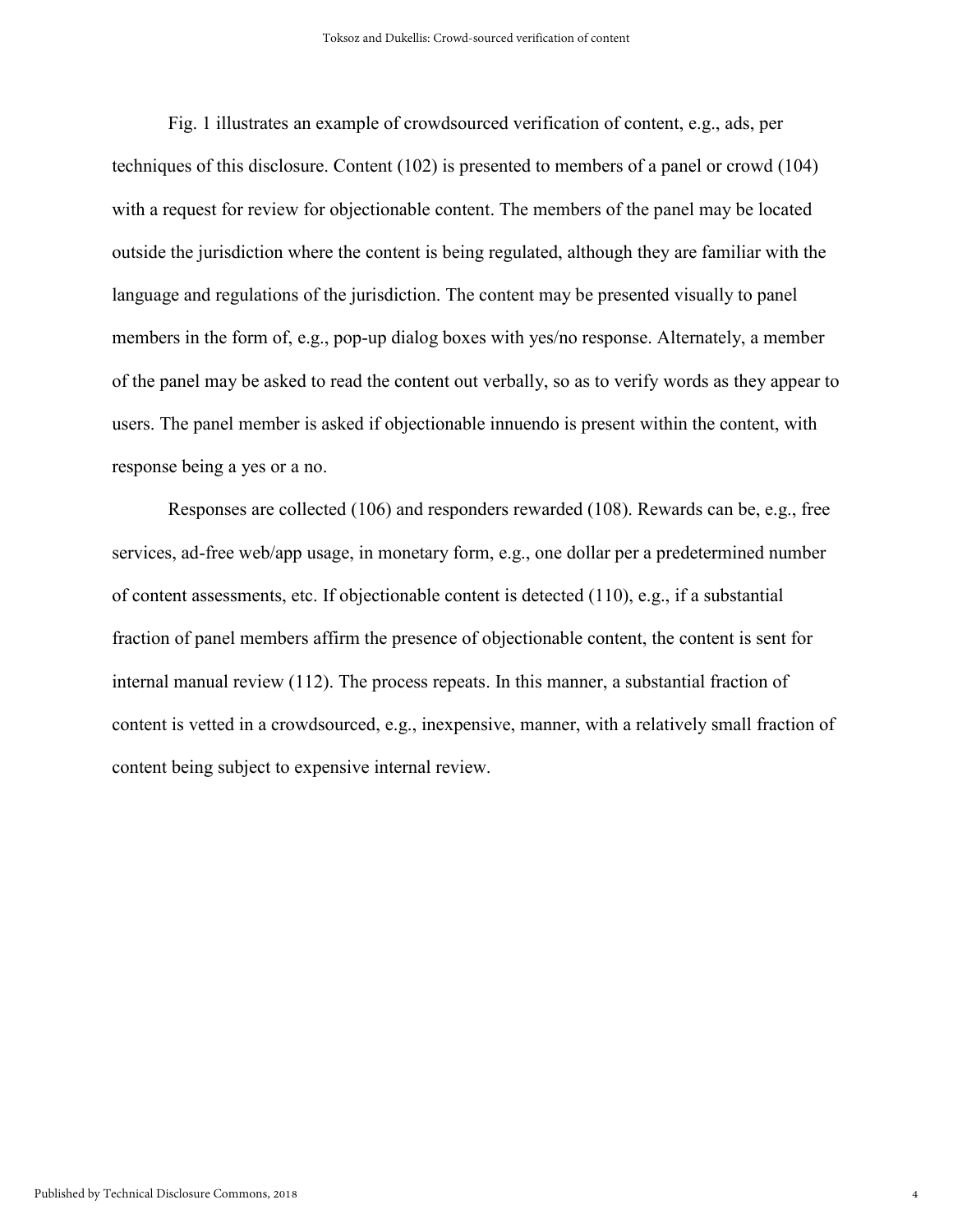Fig. 1 illustrates an example of crowdsourced verification of content, e.g., ads, per techniques of this disclosure. Content (102) is presented to members of a panel or crowd (104) with a request for review for objectionable content. The members of the panel may be located outside the jurisdiction where the content is being regulated, although they are familiar with the language and regulations of the jurisdiction. The content may be presented visually to panel members in the form of, e.g., pop-up dialog boxes with yes/no response. Alternately, a member of the panel may be asked to read the content out verbally, so as to verify words as they appear to users. The panel member is asked if objectionable innuendo is present within the content, with response being a yes or a no.

Responses are collected (106) and responders rewarded (108). Rewards can be, e.g., free services, ad-free web/app usage, in monetary form, e.g., one dollar per a predetermined number of content assessments, etc. If objectionable content is detected (110), e.g., if a substantial fraction of panel members affirm the presence of objectionable content, the content is sent for internal manual review (112). The process repeats. In this manner, a substantial fraction of content is vetted in a crowdsourced, e.g., inexpensive, manner, with a relatively small fraction of content being subject to expensive internal review.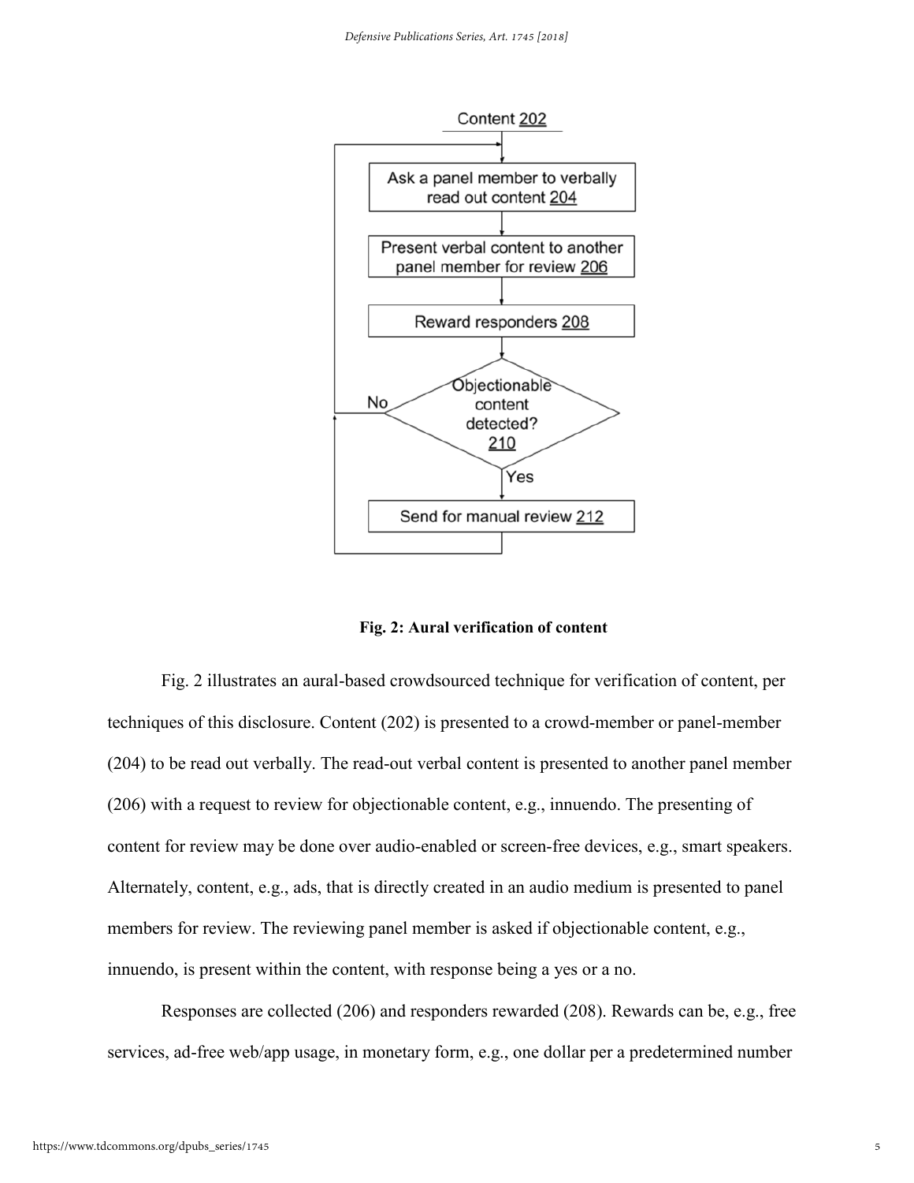Fig. 2: Aural verification of content

Fig. 2 illustrates an aural-based crowdsourced technique for verification of content, per techniques of this disclosure. Content (202) is presented to a crowd-member or panel-member (204) to be read out verbally. The read-out verbal content is presented to another panel member (206) with a request to review for objectionable content, e.g., innuendo. The presenting of content for review may be done over audio-enabled or screen-free devices, e.g., smart speakers. Alternately, content, e.g., ads, that is directly created in an audio medium is presented to panel members for review. The reviewing panel member is asked if objectionable content, e.g., innuendo, is present within the content, with response being a yes or a no.

Responses are collected (206) and responders rewarded (208). Rewards can be, e.g., free services, ad-free web/app usage, in monetary form, e.g., one dollar per a predetermined number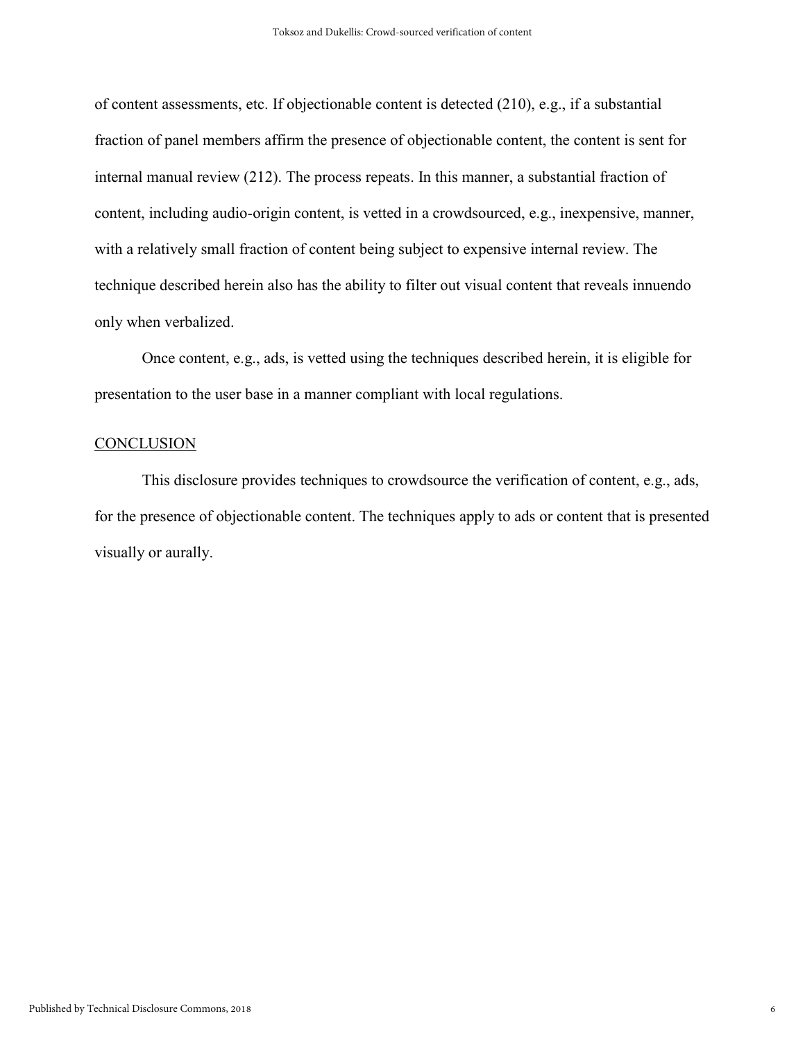of content assessments, etc. If objectionable content is detected (210), e.g., if a substantial fraction of panel members affirm the presence of objectionable content, the content is sent for internal manual review (212). The process repeats. In this manner, a substantial fraction of content, including audio-origin content, is vetted in a crowdsourced, e.g., inexpensive, manner, with a relatively small fraction of content being subject to expensive internal review. The technique described herein also has the ability to filter out visual content that reveals innuendo only when verbalized.

Once content, e.g., ads, is vetted using the techniques described herein, it is eligible for presentation to the user base in a manner compliant with local regulations.

## CONCLUSION

This disclosure provides techniques to crowdsource the verification of content, e.g., ads, for the presence of objectionable content. The techniques apply to ads or content that is presented visually or aurally.